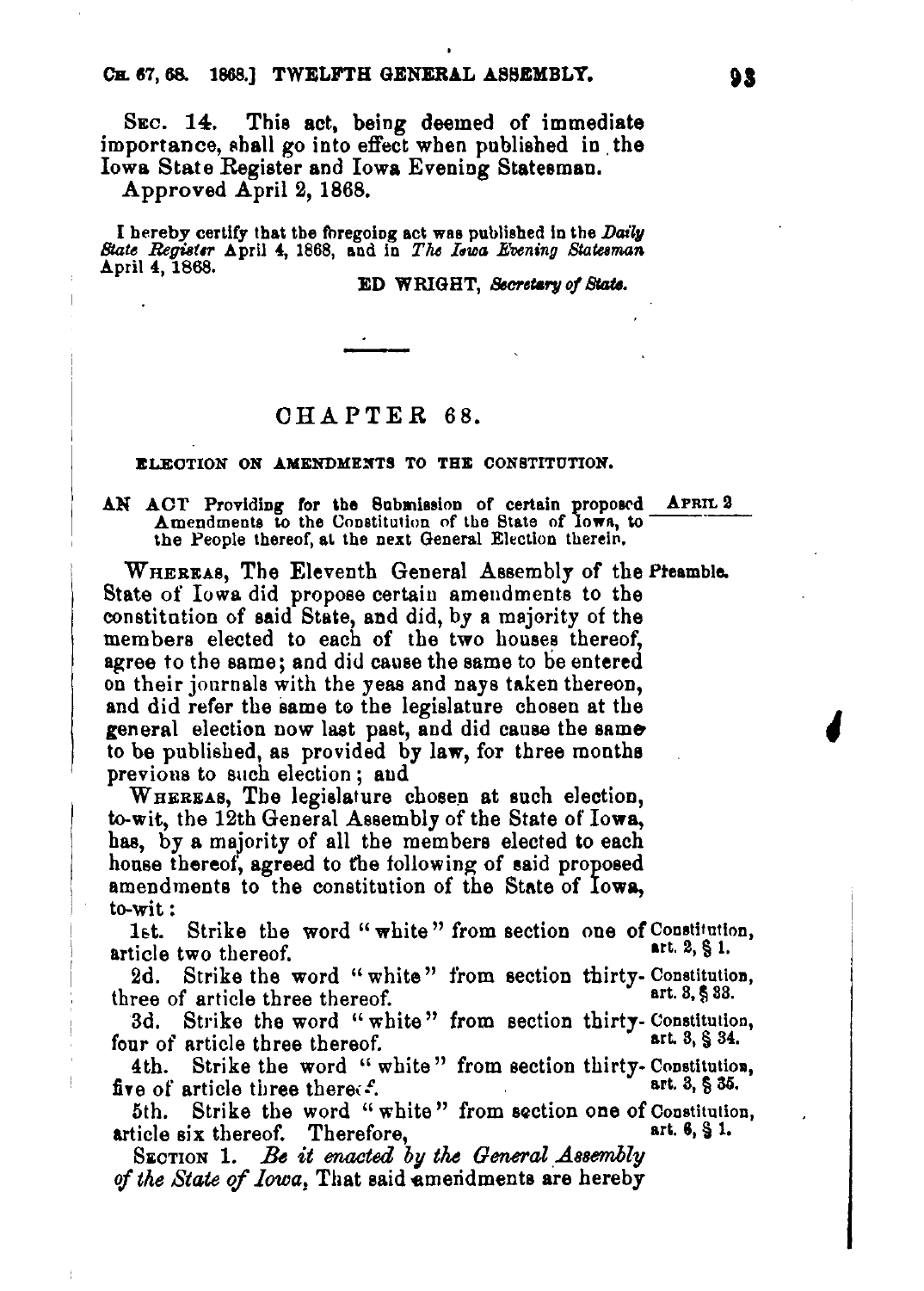SEC. 14. This act, being deemed of immediate importance, shall go into effect when published in the Iowa State Register and Iowa Evening Statesman.

Approved April 2, 1868.

I hereby certify that the foregoing act was published in the *Daily State Register* April 4, 1868, and in *The Iowa Evening Statesman* April 4, 1868.

ED WRIGHT, *Secretary of State.*

---

## CHAPTER 68.

### ELECTION ON AMENDMENTS TO THE CONSTITUTION.

AN ACT Providing for the Submission of certain proposed Amendments to the Constitution of the State of Iowa, to the People thereof, at the next General Election therein. — APRIL 2

Preamble.

WHEREAS, The Eleventh General Assembly of the State of Iowa did propose certain amendments to the constitution of said State, and did, by a majority of the members elected to each of the two houses thereof, agree to the same; and did cause the same to be entered on their journals with the yeas and nays taken thereon, and did refer the same to the legislature chosen at the general election now last past, and did cause the same to be published, as provided by law, for three months previous to such election; and

WHEREAS, The legislature chosen at such election, to-wit, the 12th General Assembly of the State of Iowa, has, by a majority of all the members elected to each house thereof, agreed to the following of said proposed amendments to the constitution of the State of Iowa, to-wit:

1st. Strike the word "white" from section one of article two thereof. (Constitution, art. 2, § 1.)

2d. Strike the word "white" from section thirty-three of article three thereof. (Constitution, art. 3, § 33.)

3d. Strike the word "white" from section thirty-four of article three thereof. (Constitution, art. 3, § 34.)

4th. Strike the word "white" from section thirty-five of article three thereof. (Constitution, art. 3, § 35.)

5th. Strike the word "white" from section one of article six thereof. Therefore, (Constitution, art. 6, § 1.)

SECTION 1. *Be it enacted by the General Assembly of the State of Iowa*, That said amendments are hereby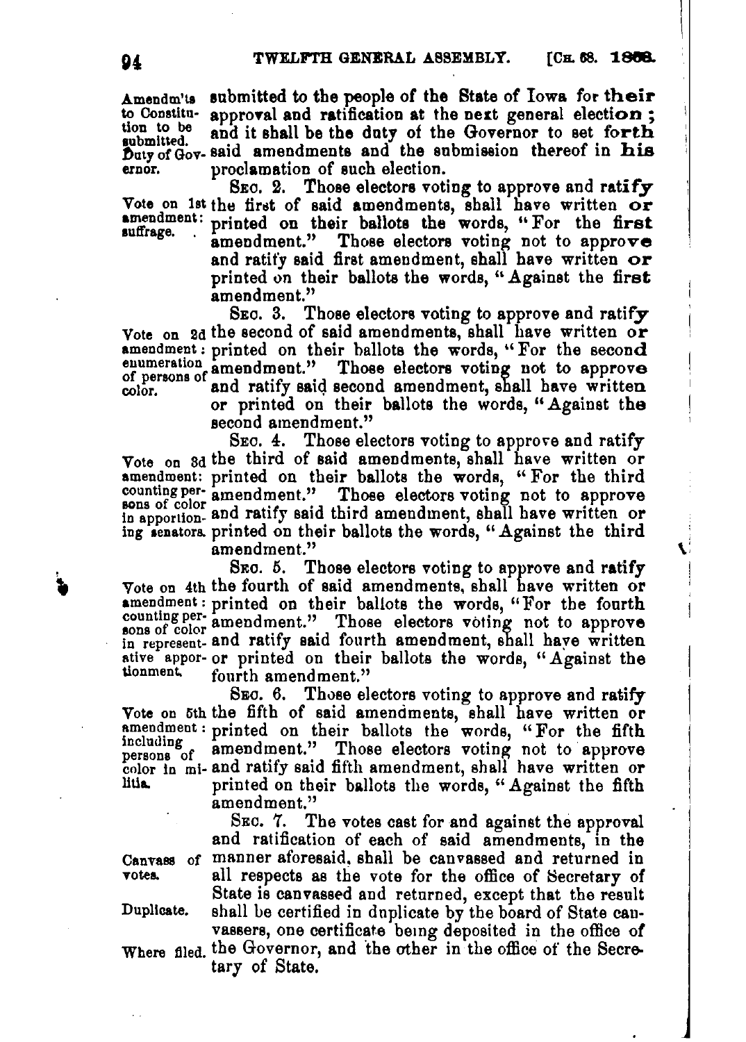Amendm'ts to Constitution to be submitted. Duty of Governor.

submitted to the people of the State of Iowa for their approval and ratification at the next general election; and it shall be the duty of the Governor to set forth said amendments and the submission thereof in his proclamation of such election.

Vote on 1st amendment: suffrage.

SEC. 2. Those electors voting to approve and ratify the first of said amendments, shall have written or printed on their ballots the words, "For the first amendment." Those electors voting not to approve and ratify said first amendment, shall have written or printed on their ballots the words, "Against the first amendment."

Vote on 2d amendment: enumeration of persons of color.

SEC. 3. Those electors voting to approve and ratify the second of said amendments, shall have written or printed on their ballots the words, "For the second amendment." Those electors voting not to approve and ratify said second amendment, shall have written or printed on their ballots the words, "Against the second amendment."

Vote on 3d amendment: counting persons of color in apportioning senators.

SEC. 4. Those electors voting to approve and ratify the third of said amendments, shall have written or printed on their ballots the words, "For the third amendment." Those electors voting not to approve and ratify said third amendment, shall have written or printed on their ballots the words, "Against the third amendment."

Vote on 4th amendment: counting persons of color in representative apportionment.

SEC. 5. Those electors voting to approve and ratify the fourth of said amendments, shall have written or printed on their ballots the words, "For the fourth amendment." Those electors voting not to approve and ratify said fourth amendment, shall have written or printed on their ballots the words, "Against the fourth amendment."

Vote on 5th amendment: including persons of color in militia.

SEC. 6. Those electors voting to approve and ratify the fifth of said amendments, shall have written or printed on their ballots the words, "For the fifth amendment." Those electors voting not to approve and ratify said fifth amendment, shall have written or printed on their ballots the words, "Against the fifth amendment."

Canvass of votes. Duplicate. Where filed.

SEC. 7. The votes cast for and against the approval and ratification of each of said amendments, in the manner aforesaid, shall be canvassed and returned in all respects as the vote for the office of Secretary of State is canvassed and returned, except that the result shall be certified in duplicate by the board of State canvassers, one certificate being deposited in the office of the Governor, and the other in the office of the Secretary of State.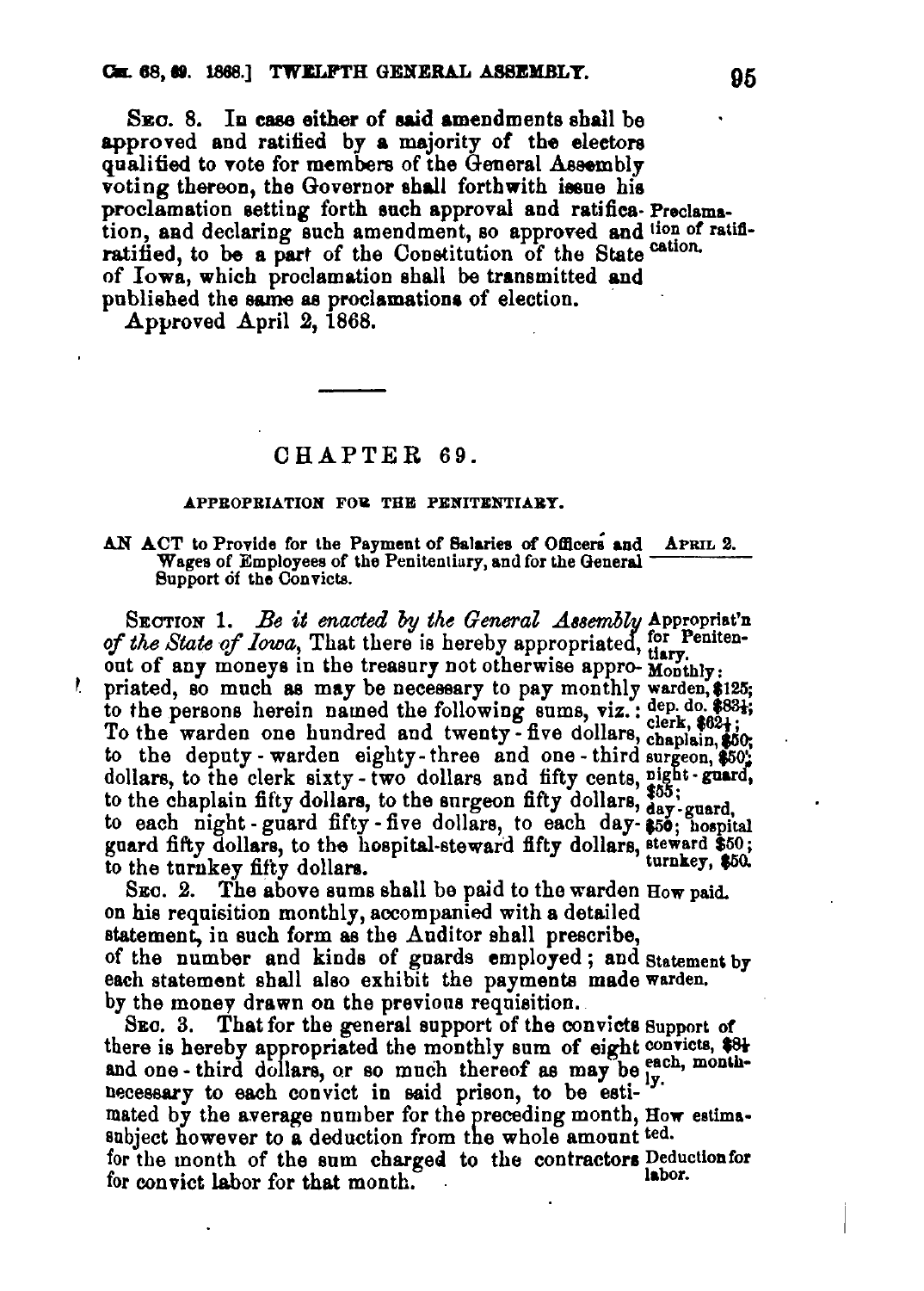Sec. 8. In case either of said amendments shall be approved and ratified by a majority of the electors qualified to vote for members of the General Assembly voting thereon, the Governor shall forthwith issue his proclamation setting forth such approval and ratification, and declaring such amendment, so approved and ratified, to be a part of the Constitution of the State of Iowa, which proclamation shall be transmitted and published the same as proclamations of election.

Proclamation of ratification.

Approved April 2, 1868.

---

## CHAPTER 69.

### APPROPRIATION FOR THE PENITENTIARY.

AN ACT to Provide for the Payment of Salaries of Officers and Wages of Employees of the Penitentiary, and for the General Support of the Convicts.

APRIL 2.

Section 1. *Be it enacted by the General Assembly of the State of Iowa*, That there is hereby appropriated, out of any moneys in the treasury not otherwise appropriated, so much as may be necessary to pay monthly to the persons herein named the following sums, viz.: To the warden one hundred and twenty-five dollars, to the deputy-warden eighty-three and one-third dollars, to the clerk sixty-two dollars and fifty cents, to the chaplain fifty dollars, to the surgeon fifty dollars, to each night-guard fifty-five dollars, to each day-guard fifty dollars, to the hospital-steward fifty dollars, to the turnkey fifty dollars.

Appropriat'n for Penitentiary. Monthly: warden, $125; dep. do. $83⅓; clerk, $62½; chaplain, $50; surgeon, $50; night-guard, $55; day-guard, $50; hospital steward $50; turnkey, $50.

Sec. 2. The above sums shall be paid to the warden on his requisition monthly, accompanied with a detailed statement, in such form as the Auditor shall prescribe, of the number and kinds of guards employed; and each statement shall also exhibit the payments made by the money drawn on the previous requisition.

How paid.

Statement by warden.

Sec. 3. That for the general support of the convicts there is hereby appropriated the monthly sum of eight and one-third dollars, or so much thereof as may be necessary to each convict in said prison, to be estimated by the average number for the preceding month, subject however to a deduction from the whole amount for the month of the sum charged to the contractors for convict labor for that month.

Support of convicts, $8⅓ each, monthly.

How estimated.

Deduction for labor.